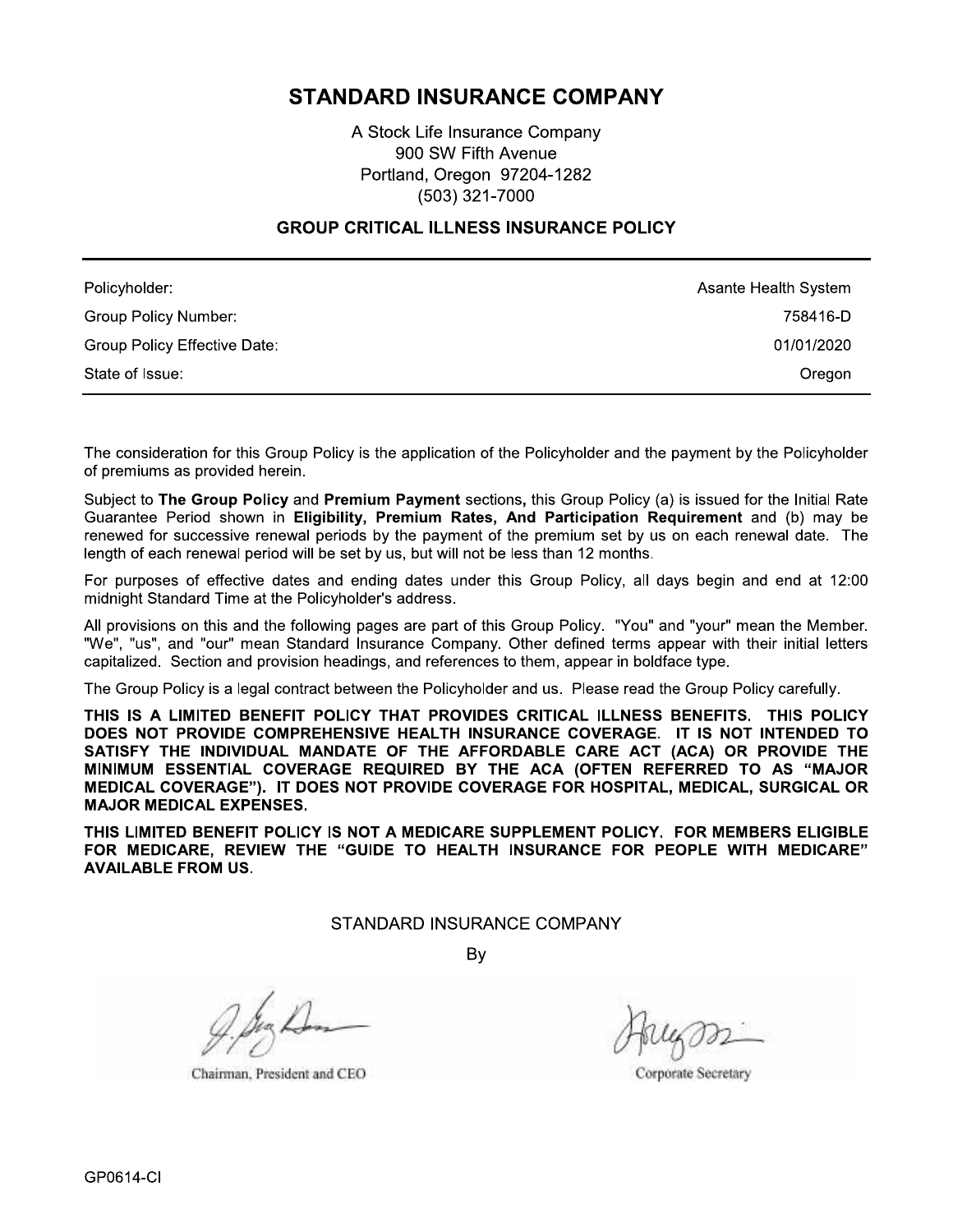# STANDARD INSURANCE COMPANY

A Stock Life Insurance Company
900 SW Fifth Avenue
Portland, Oregon 97204-1282
(503) 321-7000

## GROUP CRITICAL ILLNESS INSURANCE POLICY

| | |
|---|---|
| Policyholder: | Asante Health System |
| Group Policy Number: | 758416-D |
| Group Policy Effective Date: | 01/01/2020 |
| State of Issue: | Oregon |

The consideration for this Group Policy is the application of the Policyholder and the payment by the Policyholder of premiums as provided herein.

Subject to **The Group Policy** and **Premium Payment** sections, this Group Policy (a) is issued for the Initial Rate Guarantee Period shown in **Eligibility, Premium Rates, And Participation Requirement** and (b) may be renewed for successive renewal periods by the payment of the premium set by us on each renewal date. The length of each renewal period will be set by us, but will not be less than 12 months.

For purposes of effective dates and ending dates under this Group Policy, all days begin and end at 12:00 midnight Standard Time at the Policyholder's address.

All provisions on this and the following pages are part of this Group Policy. "You" and "your" mean the Member. "We", "us", and "our" mean Standard Insurance Company. Other defined terms appear with their initial letters capitalized. Section and provision headings, and references to them, appear in boldface type.

The Group Policy is a legal contract between the Policyholder and us. Please read the Group Policy carefully.

**THIS IS A LIMITED BENEFIT POLICY THAT PROVIDES CRITICAL ILLNESS BENEFITS. THIS POLICY DOES NOT PROVIDE COMPREHENSIVE HEALTH INSURANCE COVERAGE. IT IS NOT INTENDED TO SATISFY THE INDIVIDUAL MANDATE OF THE AFFORDABLE CARE ACT (ACA) OR PROVIDE THE MINIMUM ESSENTIAL COVERAGE REQUIRED BY THE ACA (OFTEN REFERRED TO AS "MAJOR MEDICAL COVERAGE"). IT DOES NOT PROVIDE COVERAGE FOR HOSPITAL, MEDICAL, SURGICAL OR MAJOR MEDICAL EXPENSES.**

**THIS LIMITED BENEFIT POLICY IS NOT A MEDICARE SUPPLEMENT POLICY. FOR MEMBERS ELIGIBLE FOR MEDICARE, REVIEW THE "GUIDE TO HEALTH INSURANCE FOR PEOPLE WITH MEDICARE" AVAILABLE FROM US.**

STANDARD INSURANCE COMPANY

By

Chairman, President and CEO

Corporate Secretary

GP0614-CI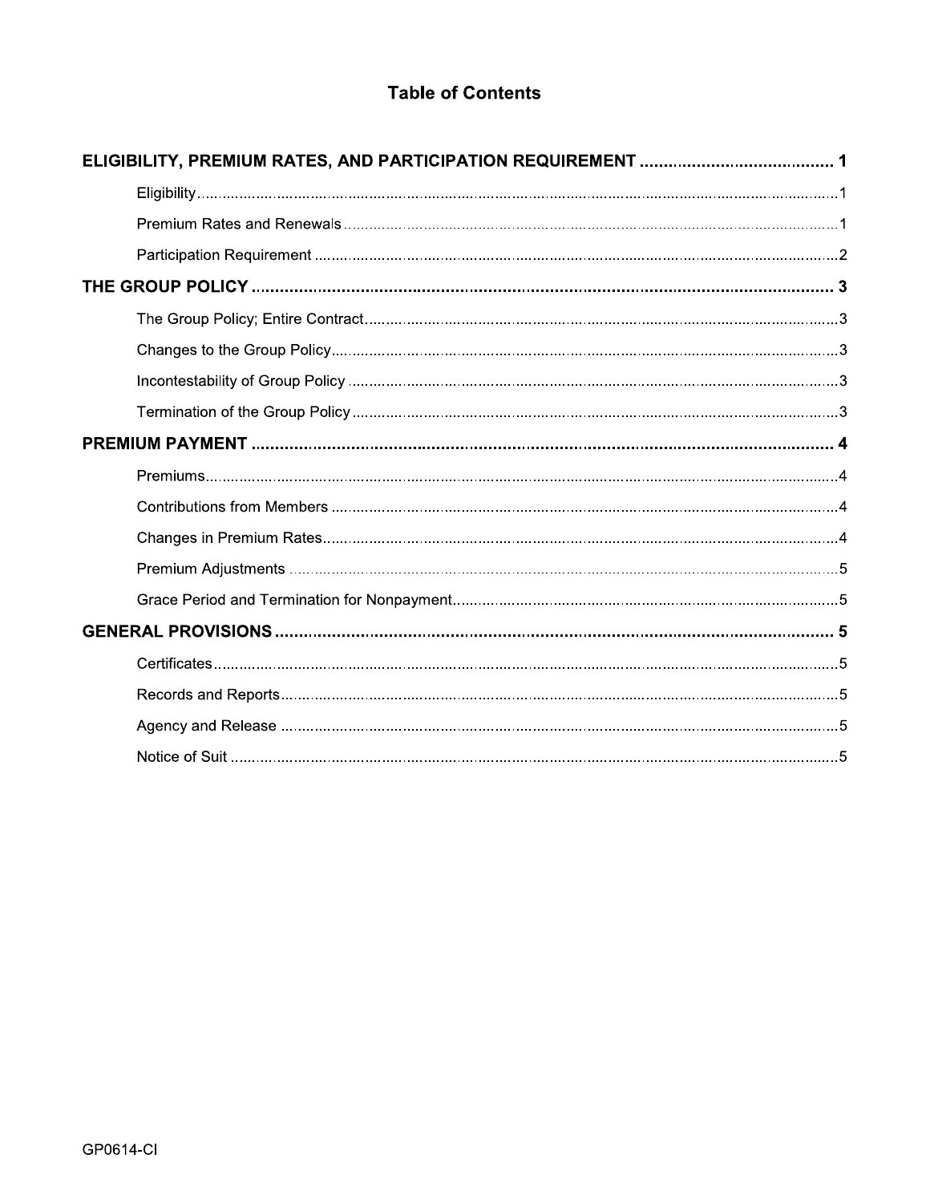# Table of Contents

**ELIGIBILITY, PREMIUM RATES, AND PARTICIPATION REQUIREMENT** ..... 1

- Eligibility ..... 1
- Premium Rates and Renewals ..... 1
- Participation Requirement ..... 2

**THE GROUP POLICY** ..... 3

- The Group Policy; Entire Contract ..... 3
- Changes to the Group Policy ..... 3
- Incontestability of Group Policy ..... 3
- Termination of the Group Policy ..... 3

**PREMIUM PAYMENT** ..... 4

- Premiums ..... 4
- Contributions from Members ..... 4
- Changes in Premium Rates ..... 4
- Premium Adjustments ..... 5
- Grace Period and Termination for Nonpayment ..... 5

**GENERAL PROVISIONS** ..... 5

- Certificates ..... 5
- Records and Reports ..... 5
- Agency and Release ..... 5
- Notice of Suit ..... 5

GP0614-CI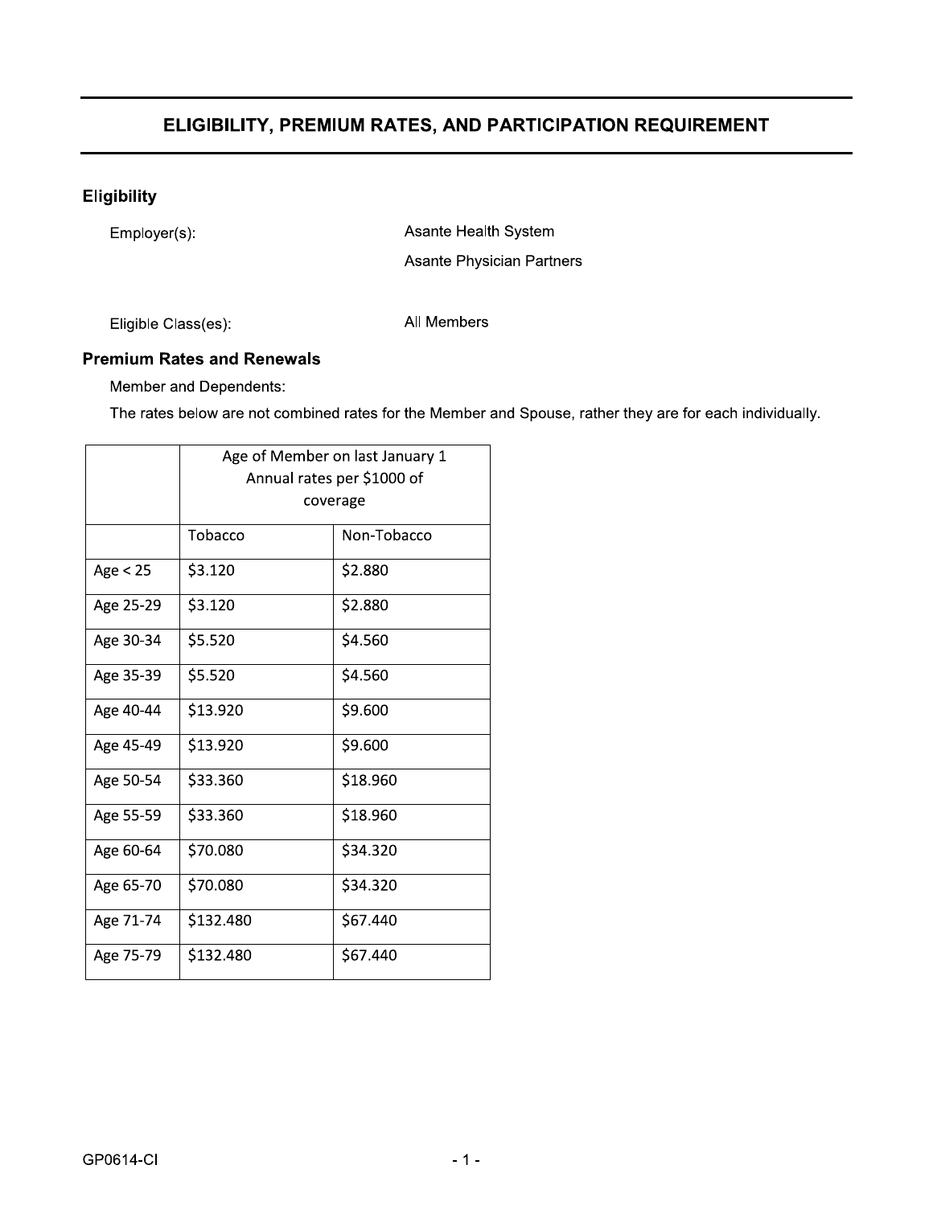# ELIGIBILITY, PREMIUM RATES, AND PARTICIPATION REQUIREMENT

## Eligibility

Employer(s): Asante Health System
Asante Physician Partners

Eligible Class(es): All Members

## Premium Rates and Renewals

Member and Dependents:

The rates below are not combined rates for the Member and Spouse, rather they are for each individually.

| | Age of Member on last January 1 Annual rates per $1000 of coverage | |
|---|---|---|
| | Tobacco | Non-Tobacco |
| Age < 25 | $3.120 | $2.880 |
| Age 25-29 | $3.120 | $2.880 |
| Age 30-34 | $5.520 | $4.560 |
| Age 35-39 | $5.520 | $4.560 |
| Age 40-44 | $13.920 | $9.600 |
| Age 45-49 | $13.920 | $9.600 |
| Age 50-54 | $33.360 | $18.960 |
| Age 55-59 | $33.360 | $18.960 |
| Age 60-64 | $70.080 | $34.320 |
| Age 65-70 | $70.080 | $34.320 |
| Age 71-74 | $132.480 | $67.440 |
| Age 75-79 | $132.480 | $67.440 |

GP0614-CI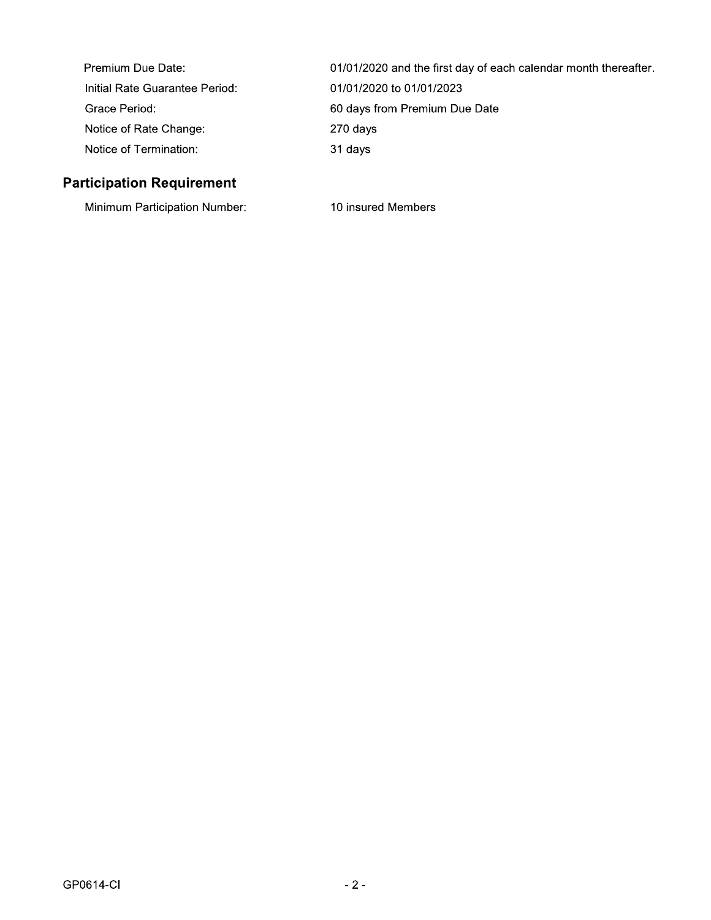| | |
|---|---|
| Premium Due Date: | 01/01/2020 and the first day of each calendar month thereafter. |
| Initial Rate Guarantee Period: | 01/01/2020 to 01/01/2023 |
| Grace Period: | 60 days from Premium Due Date |
| Notice of Rate Change: | 270 days |
| Notice of Termination: | 31 days |

## Participation Requirement

| | |
|---|---|
| Minimum Participation Number: | 10 insured Members |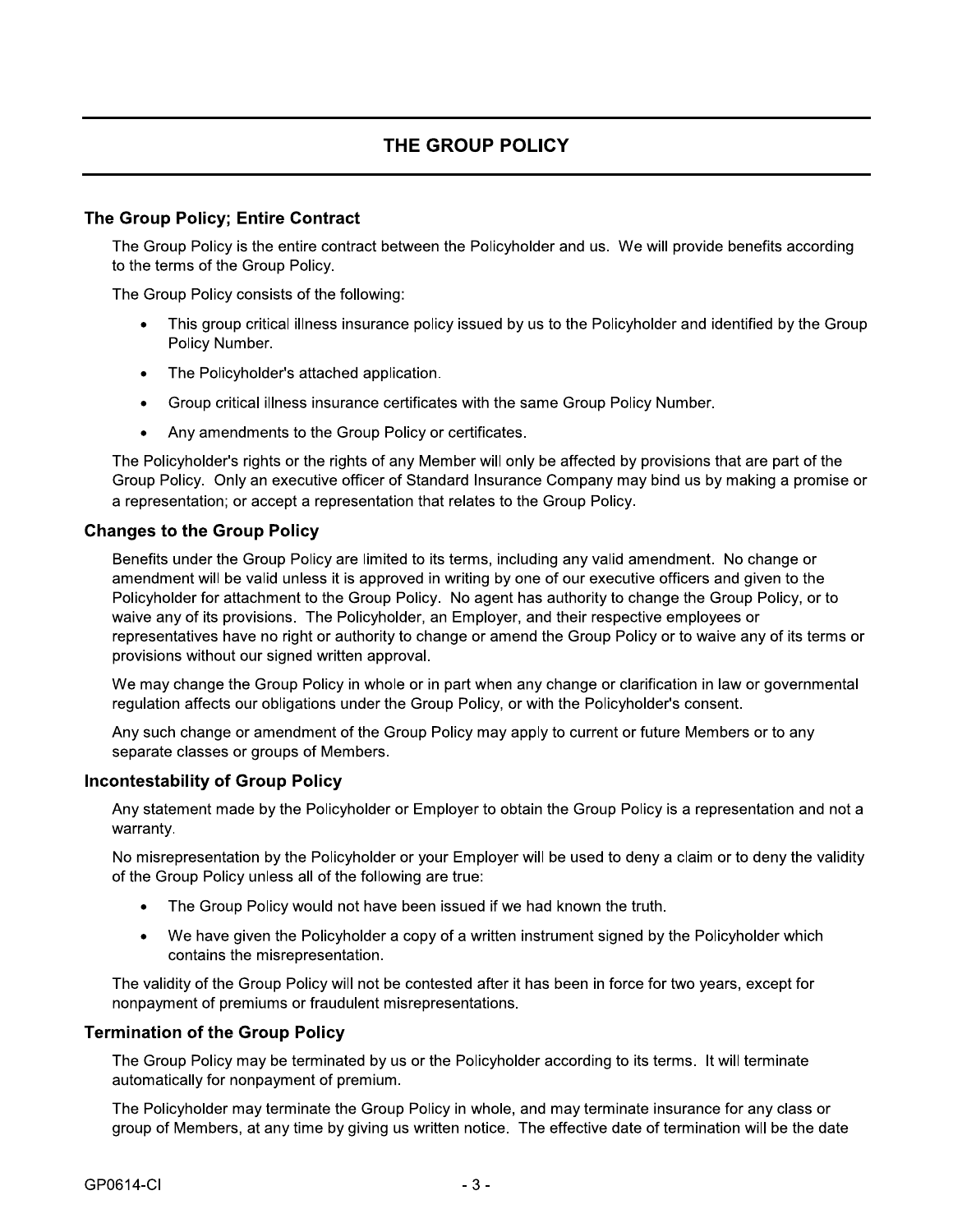# THE GROUP POLICY

## The Group Policy; Entire Contract

The Group Policy is the entire contract between the Policyholder and us. We will provide benefits according to the terms of the Group Policy.

The Group Policy consists of the following:

- This group critical illness insurance policy issued by us to the Policyholder and identified by the Group Policy Number.
- The Policyholder's attached application.
- Group critical illness insurance certificates with the same Group Policy Number.
- Any amendments to the Group Policy or certificates.

The Policyholder's rights or the rights of any Member will only be affected by provisions that are part of the Group Policy. Only an executive officer of Standard Insurance Company may bind us by making a promise or a representation; or accept a representation that relates to the Group Policy.

## Changes to the Group Policy

Benefits under the Group Policy are limited to its terms, including any valid amendment. No change or amendment will be valid unless it is approved in writing by one of our executive officers and given to the Policyholder for attachment to the Group Policy. No agent has authority to change the Group Policy, or to waive any of its provisions. The Policyholder, an Employer, and their respective employees or representatives have no right or authority to change or amend the Group Policy or to waive any of its terms or provisions without our signed written approval.

We may change the Group Policy in whole or in part when any change or clarification in law or governmental regulation affects our obligations under the Group Policy, or with the Policyholder's consent.

Any such change or amendment of the Group Policy may apply to current or future Members or to any separate classes or groups of Members.

## Incontestability of Group Policy

Any statement made by the Policyholder or Employer to obtain the Group Policy is a representation and not a warranty.

No misrepresentation by the Policyholder or your Employer will be used to deny a claim or to deny the validity of the Group Policy unless all of the following are true:

- The Group Policy would not have been issued if we had known the truth.
- We have given the Policyholder a copy of a written instrument signed by the Policyholder which contains the misrepresentation.

The validity of the Group Policy will not be contested after it has been in force for two years, except for nonpayment of premiums or fraudulent misrepresentations.

## Termination of the Group Policy

The Group Policy may be terminated by us or the Policyholder according to its terms. It will terminate automatically for nonpayment of premium.

The Policyholder may terminate the Group Policy in whole, and may terminate insurance for any class or group of Members, at any time by giving us written notice. The effective date of termination will be the date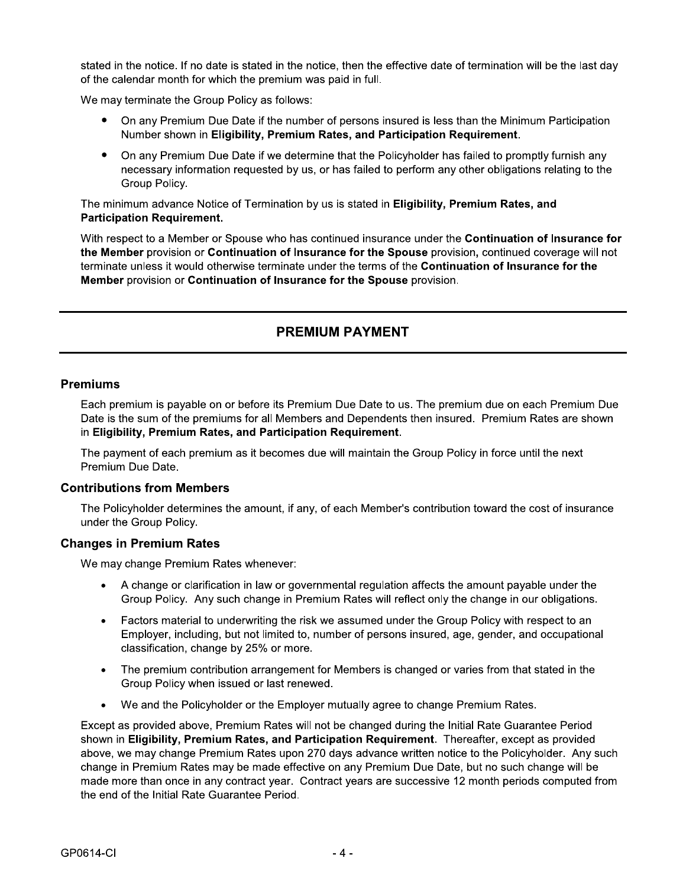stated in the notice. If no date is stated in the notice, then the effective date of termination will be the last day of the calendar month for which the premium was paid in full.

We may terminate the Group Policy as follows:

- On any Premium Due Date if the number of persons insured is less than the Minimum Participation Number shown in **Eligibility, Premium Rates, and Participation Requirement**.
- On any Premium Due Date if we determine that the Policyholder has failed to promptly furnish any necessary information requested by us, or has failed to perform any other obligations relating to the Group Policy.

The minimum advance Notice of Termination by us is stated in **Eligibility, Premium Rates, and Participation Requirement.**

With respect to a Member or Spouse who has continued insurance under the **Continuation of Insurance for the Member** provision or **Continuation of Insurance for the Spouse** provision, continued coverage will not terminate unless it would otherwise terminate under the terms of the **Continuation of Insurance for the Member** provision or **Continuation of Insurance for the Spouse** provision.

## PREMIUM PAYMENT

### Premiums

Each premium is payable on or before its Premium Due Date to us. The premium due on each Premium Due Date is the sum of the premiums for all Members and Dependents then insured. Premium Rates are shown in **Eligibility, Premium Rates, and Participation Requirement**.

The payment of each premium as it becomes due will maintain the Group Policy in force until the next Premium Due Date.

### Contributions from Members

The Policyholder determines the amount, if any, of each Member's contribution toward the cost of insurance under the Group Policy.

### Changes in Premium Rates

We may change Premium Rates whenever:

- A change or clarification in law or governmental regulation affects the amount payable under the Group Policy. Any such change in Premium Rates will reflect only the change in our obligations.
- Factors material to underwriting the risk we assumed under the Group Policy with respect to an Employer, including, but not limited to, number of persons insured, age, gender, and occupational classification, change by 25% or more.
- The premium contribution arrangement for Members is changed or varies from that stated in the Group Policy when issued or last renewed.
- We and the Policyholder or the Employer mutually agree to change Premium Rates.

Except as provided above, Premium Rates will not be changed during the Initial Rate Guarantee Period shown in **Eligibility, Premium Rates, and Participation Requirement**. Thereafter, except as provided above, we may change Premium Rates upon 270 days advance written notice to the Policyholder. Any such change in Premium Rates may be made effective on any Premium Due Date, but no such change will be made more than once in any contract year. Contract years are successive 12 month periods computed from the end of the Initial Rate Guarantee Period.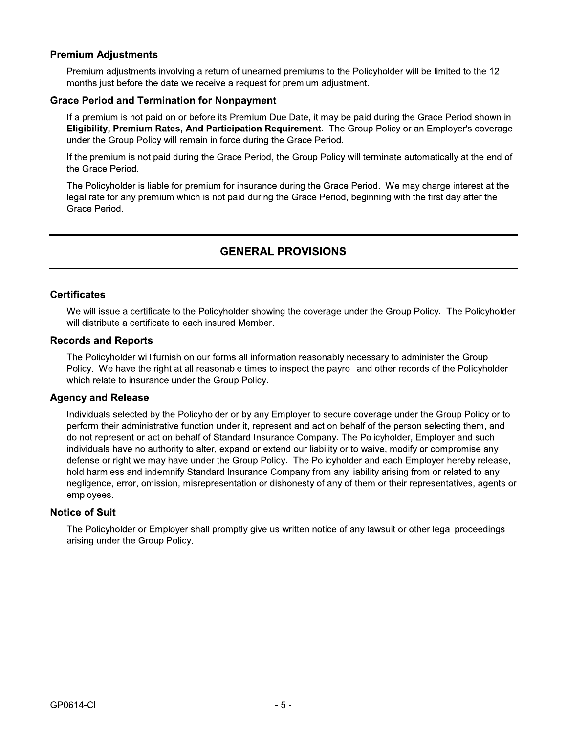### Premium Adjustments

Premium adjustments involving a return of unearned premiums to the Policyholder will be limited to the 12 months just before the date we receive a request for premium adjustment.

### Grace Period and Termination for Nonpayment

If a premium is not paid on or before its Premium Due Date, it may be paid during the Grace Period shown in **Eligibility, Premium Rates, And Participation Requirement**. The Group Policy or an Employer's coverage under the Group Policy will remain in force during the Grace Period.

If the premium is not paid during the Grace Period, the Group Policy will terminate automatically at the end of the Grace Period.

The Policyholder is liable for premium for insurance during the Grace Period. We may charge interest at the legal rate for any premium which is not paid during the Grace Period, beginning with the first day after the Grace Period.

## GENERAL PROVISIONS

### Certificates

We will issue a certificate to the Policyholder showing the coverage under the Group Policy. The Policyholder will distribute a certificate to each insured Member.

### Records and Reports

The Policyholder will furnish on our forms all information reasonably necessary to administer the Group Policy. We have the right at all reasonable times to inspect the payroll and other records of the Policyholder which relate to insurance under the Group Policy.

### Agency and Release

Individuals selected by the Policyholder or by any Employer to secure coverage under the Group Policy or to perform their administrative function under it, represent and act on behalf of the person selecting them, and do not represent or act on behalf of Standard Insurance Company. The Policyholder, Employer and such individuals have no authority to alter, expand or extend our liability or to waive, modify or compromise any defense or right we may have under the Group Policy. The Policyholder and each Employer hereby release, hold harmless and indemnify Standard Insurance Company from any liability arising from or related to any negligence, error, omission, misrepresentation or dishonesty of any of them or their representatives, agents or employees.

### Notice of Suit

The Policyholder or Employer shall promptly give us written notice of any lawsuit or other legal proceedings arising under the Group Policy.

GP0614-CI